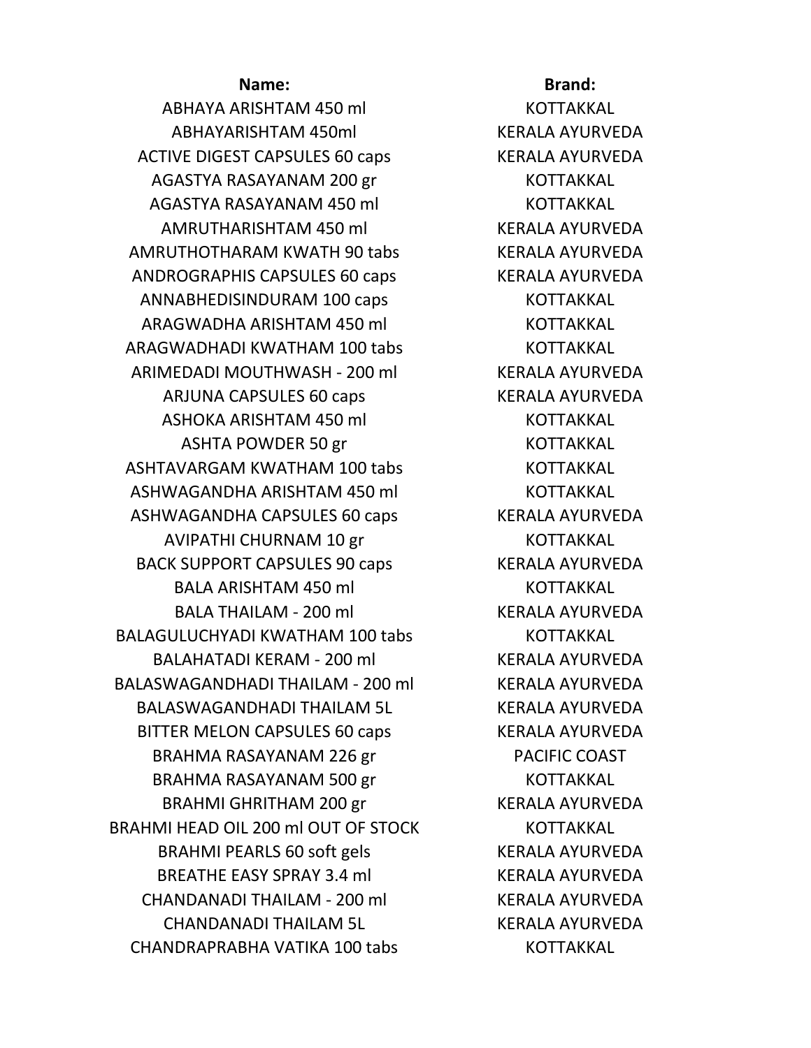| Name: | Brand: |
|---|---|
| ABHAYA ARISHTAM 450 ml | KOTTAKKAL |
| ABHAYARISHTAM 450ml | KERALA AYURVEDA |
| ACTIVE DIGEST CAPSULES 60 caps | KERALA AYURVEDA |
| AGASTYA RASAYANAM 200 gr | KOTTAKKAL |
| AGASTYA RASAYANAM 450 ml | KOTTAKKAL |
| AMRUTHARISHTAM 450 ml | KERALA AYURVEDA |
| AMRUTHOTHARAM KWATH 90 tabs | KERALA AYURVEDA |
| ANDROGRAPHIS CAPSULES 60 caps | KERALA AYURVEDA |
| ANNABHEDISINDURAM 100 caps | KOTTAKKAL |
| ARAGWADHA ARISHTAM 450 ml | KOTTAKKAL |
| ARAGWADHADI KWATHAM 100 tabs | KOTTAKKAL |
| ARIMEDADI MOUTHWASH - 200 ml | KERALA AYURVEDA |
| ARJUNA CAPSULES 60 caps | KERALA AYURVEDA |
| ASHOKA ARISHTAM 450 ml | KOTTAKKAL |
| ASHTA POWDER 50 gr | KOTTAKKAL |
| ASHTAVARGAM KWATHAM 100 tabs | KOTTAKKAL |
| ASHWAGANDHA ARISHTAM 450 ml | KOTTAKKAL |
| ASHWAGANDHA CAPSULES 60 caps | KERALA AYURVEDA |
| AVIPATHI CHURNAM 10 gr | KOTTAKKAL |
| BACK SUPPORT CAPSULES 90 caps | KERALA AYURVEDA |
| BALA ARISHTAM 450 ml | KOTTAKKAL |
| BALA THAILAM - 200 ml | KERALA AYURVEDA |
| BALAGULUCHYADI KWATHAM 100 tabs | KOTTAKKAL |
| BALAHATADI KERAM - 200 ml | KERALA AYURVEDA |
| BALASWAGANDHADI THAILAM - 200 ml | KERALA AYURVEDA |
| BALASWAGANDHADI THAILAM 5L | KERALA AYURVEDA |
| BITTER MELON CAPSULES 60 caps | KERALA AYURVEDA |
| BRAHMA RASAYANAM 226 gr | PACIFIC COAST |
| BRAHMA RASAYANAM 500 gr | KOTTAKKAL |
| BRAHMI GHRITHAM 200 gr | KERALA AYURVEDA |
| BRAHMI HEAD OIL 200 ml OUT OF STOCK | KOTTAKKAL |
| BRAHMI PEARLS 60 soft gels | KERALA AYURVEDA |
| BREATHE EASY SPRAY 3.4 ml | KERALA AYURVEDA |
| CHANDANADI THAILAM - 200 ml | KERALA AYURVEDA |
| CHANDANADI THAILAM 5L | KERALA AYURVEDA |
| CHANDRAPRABHA VATIKA 100 tabs | KOTTAKKAL |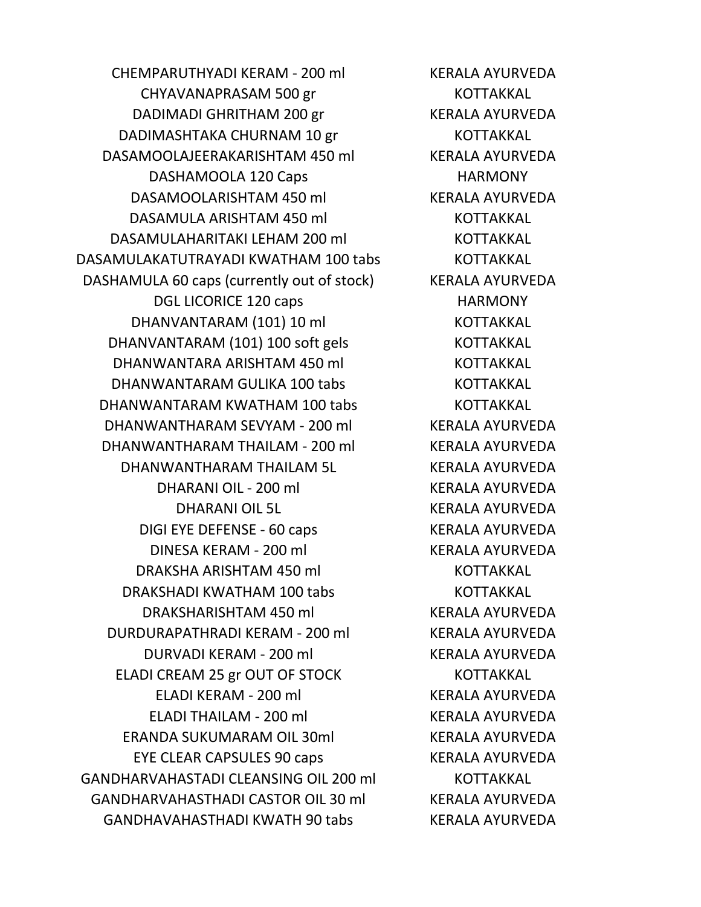| | |
|---|---|
| CHEMPARUTHYADI KERAM - 200 ml | KERALA AYURVEDA |
| CHYAVANAPRASAM 500 gr | KOTTAKKAL |
| DADIMADI GHRITHAM 200 gr | KERALA AYURVEDA |
| DADIMASHTAKA CHURNAM 10 gr | KOTTAKKAL |
| DASAMOOLAJEERAKARISHTAM 450 ml | KERALA AYURVEDA |
| DASHAMOOLA 120 Caps | HARMONY |
| DASAMOOLARISHTAM 450 ml | KERALA AYURVEDA |
| DASAMULA ARISHTAM 450 ml | KOTTAKKAL |
| DASAMULAHARITAKI LEHAM 200 ml | KOTTAKKAL |
| DASAMULAKATUTRAYADI KWATHAM 100 tabs | KOTTAKKAL |
| DASHAMULA 60 caps (currently out of stock) | KERALA AYURVEDA |
| DGL LICORICE 120 caps | HARMONY |
| DHANVANTARAM (101) 10 ml | KOTTAKKAL |
| DHANVANTARAM (101) 100 soft gels | KOTTAKKAL |
| DHANWANTARA ARISHTAM 450 ml | KOTTAKKAL |
| DHANWANTARAM GULIKA 100 tabs | KOTTAKKAL |
| DHANWANTARAM KWATHAM 100 tabs | KOTTAKKAL |
| DHANWANTHARAM SEVYAM - 200 ml | KERALA AYURVEDA |
| DHANWANTHARAM THAILAM - 200 ml | KERALA AYURVEDA |
| DHANWANTHARAM THAILAM 5L | KERALA AYURVEDA |
| DHARANI OIL - 200 ml | KERALA AYURVEDA |
| DHARANI OIL 5L | KERALA AYURVEDA |
| DIGI EYE DEFENSE - 60 caps | KERALA AYURVEDA |
| DINESA KERAM - 200 ml | KERALA AYURVEDA |
| DRAKSHA ARISHTAM 450 ml | KOTTAKKAL |
| DRAKSHADI KWATHAM 100 tabs | KOTTAKKAL |
| DRAKSHARISHTAM 450 ml | KERALA AYURVEDA |
| DURDURAPATHRADI KERAM - 200 ml | KERALA AYURVEDA |
| DURVADI KERAM - 200 ml | KERALA AYURVEDA |
| ELADI CREAM 25 gr OUT OF STOCK | KOTTAKKAL |
| ELADI KERAM - 200 ml | KERALA AYURVEDA |
| ELADI THAILAM - 200 ml | KERALA AYURVEDA |
| ERANDA SUKUMARAM OIL 30ml | KERALA AYURVEDA |
| EYE CLEAR CAPSULES 90 caps | KERALA AYURVEDA |
| GANDHARVAHASTADI CLEANSING OIL 200 ml | KOTTAKKAL |
| GANDHARVAHASTHADI CASTOR OIL 30 ml | KERALA AYURVEDA |
| GANDHAVAHASTHADI KWATH 90 tabs | KERALA AYURVEDA |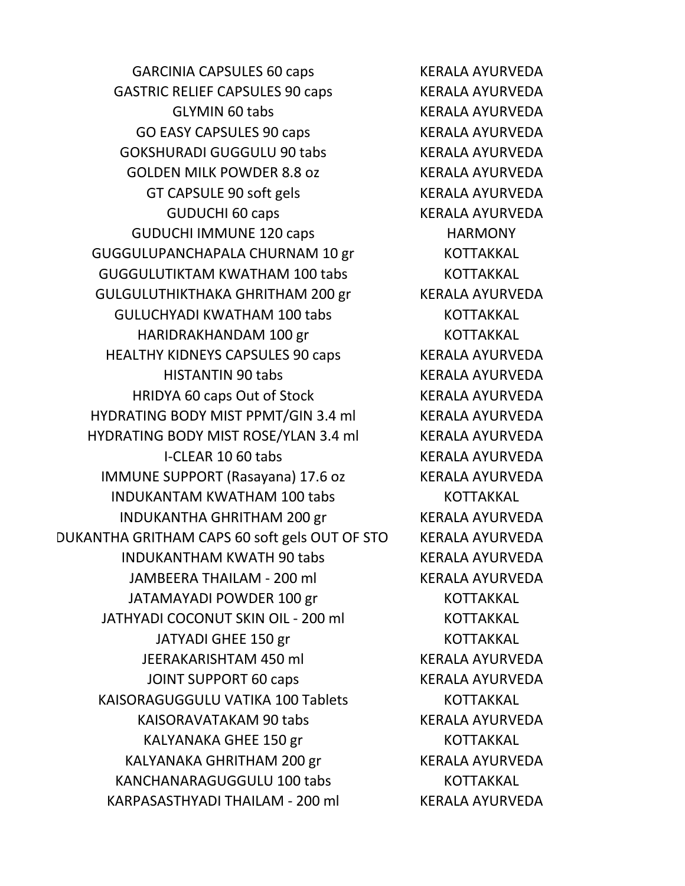| | |
|---|---|
| GARCINIA CAPSULES 60 caps | KERALA AYURVEDA |
| GASTRIC RELIEF CAPSULES 90 caps | KERALA AYURVEDA |
| GLYMIN 60 tabs | KERALA AYURVEDA |
| GO EASY CAPSULES 90 caps | KERALA AYURVEDA |
| GOKSHURADI GUGGULU 90 tabs | KERALA AYURVEDA |
| GOLDEN MILK POWDER 8.8 oz | KERALA AYURVEDA |
| GT CAPSULE 90 soft gels | KERALA AYURVEDA |
| GUDUCHI 60 caps | KERALA AYURVEDA |
| GUDUCHI IMMUNE 120 caps | HARMONY |
| GUGGULUPANCHAPALA CHURNAM 10 gr | KOTTAKKAL |
| GUGGULUTIKTAM KWATHAM 100 tabs | KOTTAKKAL |
| GULGULUTHIKTHAKA GHRITHAM 200 gr | KERALA AYURVEDA |
| GULUCHYADI KWATHAM 100 tabs | KOTTAKKAL |
| HARIDRAKHANDAM 100 gr | KOTTAKKAL |
| HEALTHY KIDNEYS CAPSULES 90 caps | KERALA AYURVEDA |
| HISTANTIN 90 tabs | KERALA AYURVEDA |
| HRIDYA 60 caps Out of Stock | KERALA AYURVEDA |
| HYDRATING BODY MIST PPMT/GIN 3.4 ml | KERALA AYURVEDA |
| HYDRATING BODY MIST ROSE/YLAN 3.4 ml | KERALA AYURVEDA |
| I-CLEAR 10 60 tabs | KERALA AYURVEDA |
| IMMUNE SUPPORT (Rasayana) 17.6 oz | KERALA AYURVEDA |
| INDUKANTAM KWATHAM 100 tabs | KOTTAKKAL |
| INDUKANTHA GHRITHAM 200 gr | KERALA AYURVEDA |
| DUKANTHA GRITHAM CAPS 60 soft gels OUT OF STO | KERALA AYURVEDA |
| INDUKANTHAM KWATH 90 tabs | KERALA AYURVEDA |
| JAMBEERA THAILAM - 200 ml | KERALA AYURVEDA |
| JATAMAYADI POWDER 100 gr | KOTTAKKAL |
| JATHYADI COCONUT SKIN OIL - 200 ml | KOTTAKKAL |
| JATYADI GHEE 150 gr | KOTTAKKAL |
| JEERAKARISHTAM 450 ml | KERALA AYURVEDA |
| JOINT SUPPORT 60 caps | KERALA AYURVEDA |
| KAISORAGUGGULU VATIKA 100 Tablets | KOTTAKKAL |
| KAISORAVATAKAM 90 tabs | KERALA AYURVEDA |
| KALYANAKA GHEE 150 gr | KOTTAKKAL |
| KALYANAKA GHRITHAM 200 gr | KERALA AYURVEDA |
| KANCHANARAGUGGULU 100 tabs | KOTTAKKAL |
| KARPASASTHYADI THAILAM - 200 ml | KERALA AYURVEDA |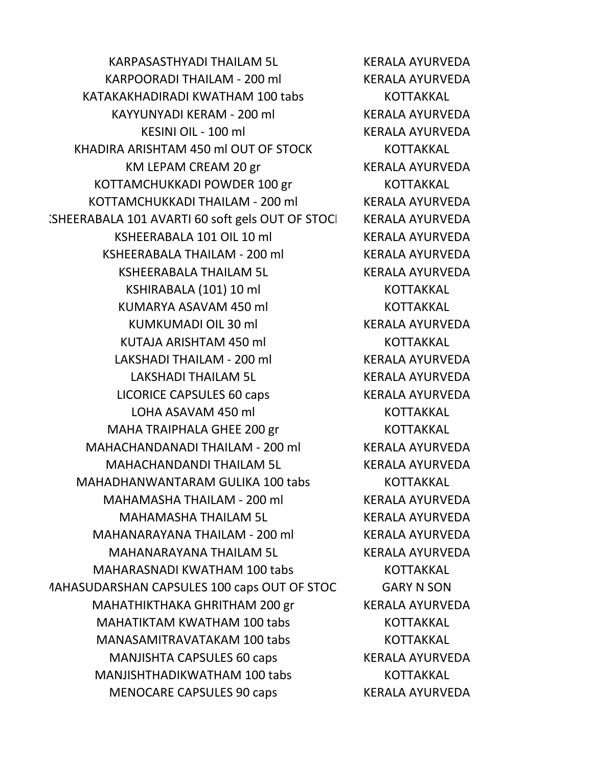| | |
|---|---|
| KARPASASTHYADI THAILAM 5L | KERALA AYURVEDA |
| KARPOORADI THAILAM - 200 ml | KERALA AYURVEDA |
| KATAKAKHADIRADI KWATHAM 100 tabs | KOTTAKKAL |
| KAYYUNYADI KERAM - 200 ml | KERALA AYURVEDA |
| KESINI OIL - 100 ml | KERALA AYURVEDA |
| KHADIRA ARISHTAM 450 ml OUT OF STOCK | KOTTAKKAL |
| KM LEPAM CREAM 20 gr | KERALA AYURVEDA |
| KOTTAMCHUKKADI POWDER 100 gr | KOTTAKKAL |
| KOTTAMCHUKKADI THAILAM - 200 ml | KERALA AYURVEDA |
| (SHEERABALA 101 AVARTI 60 soft gels OUT OF STOCI | KERALA AYURVEDA |
| KSHEERABALA 101 OIL 10 ml | KERALA AYURVEDA |
| KSHEERABALA THAILAM - 200 ml | KERALA AYURVEDA |
| KSHEERABALA THAILAM 5L | KERALA AYURVEDA |
| KSHIRABALA (101) 10 ml | KOTTAKKAL |
| KUMARYA ASAVAM 450 ml | KOTTAKKAL |
| KUMKUMADI OIL 30 ml | KERALA AYURVEDA |
| KUTAJA ARISHTAM 450 ml | KOTTAKKAL |
| LAKSHADI THAILAM - 200 ml | KERALA AYURVEDA |
| LAKSHADI THAILAM 5L | KERALA AYURVEDA |
| LICORICE CAPSULES 60 caps | KERALA AYURVEDA |
| LOHA ASAVAM 450 ml | KOTTAKKAL |
| MAHA TRAIPHALA GHEE 200 gr | KOTTAKKAL |
| MAHACHANDANADI THAILAM - 200 ml | KERALA AYURVEDA |
| MAHACHANDANDI THAILAM 5L | KERALA AYURVEDA |
| MAHADHANWANTARAM GULIKA 100 tabs | KOTTAKKAL |
| MAHAMASHA THAILAM - 200 ml | KERALA AYURVEDA |
| MAHAMASHA THAILAM 5L | KERALA AYURVEDA |
| MAHANARAYANA THAILAM - 200 ml | KERALA AYURVEDA |
| MAHANARAYANA THAILAM 5L | KERALA AYURVEDA |
| MAHARASNADI KWATHAM 100 tabs | KOTTAKKAL |
| IAHASUDARSHAN CAPSULES 100 caps OUT OF STOC | GARY N SON |
| MAHATHIKTHAKA GHRITHAM 200 gr | KERALA AYURVEDA |
| MAHATIKTAM KWATHAM 100 tabs | KOTTAKKAL |
| MANASAMITRAVATAKAM 100 tabs | KOTTAKKAL |
| MANJISHTA CAPSULES 60 caps | KERALA AYURVEDA |
| MANJISHTHADIKWATHAM 100 tabs | KOTTAKKAL |
| MENOCARE CAPSULES 90 caps | KERALA AYURVEDA |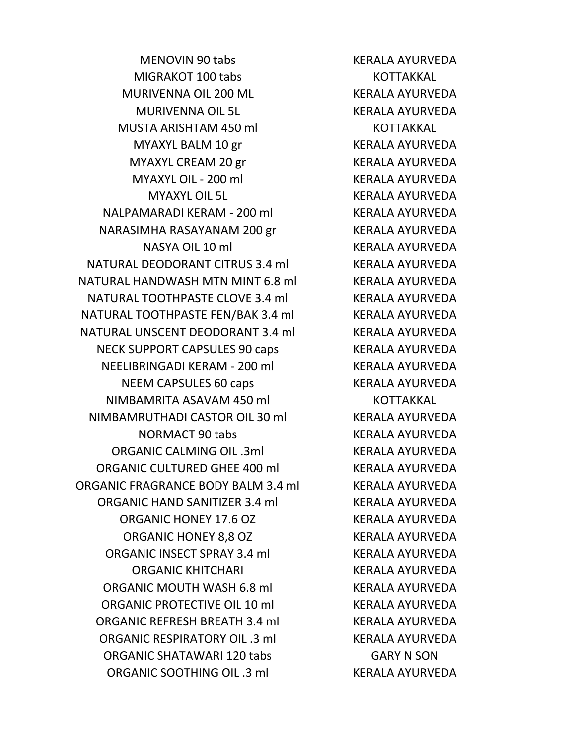| | |
|---|---|
| MENOVIN 90 tabs | KERALA AYURVEDA |
| MIGRAKOT 100 tabs | KOTTAKKAL |
| MURIVENNA OIL 200 ML | KERALA AYURVEDA |
| MURIVENNA OIL 5L | KERALA AYURVEDA |
| MUSTA ARISHTAM 450 ml | KOTTAKKAL |
| MYAXYL BALM 10 gr | KERALA AYURVEDA |
| MYAXYL CREAM 20 gr | KERALA AYURVEDA |
| MYAXYL OIL - 200 ml | KERALA AYURVEDA |
| MYAXYL OIL 5L | KERALA AYURVEDA |
| NALPAMARADI KERAM - 200 ml | KERALA AYURVEDA |
| NARASIMHA RASAYANAM 200 gr | KERALA AYURVEDA |
| NASYA OIL 10 ml | KERALA AYURVEDA |
| NATURAL DEODORANT CITRUS 3.4 ml | KERALA AYURVEDA |
| NATURAL HANDWASH MTN MINT 6.8 ml | KERALA AYURVEDA |
| NATURAL TOOTHPASTE CLOVE 3.4 ml | KERALA AYURVEDA |
| NATURAL TOOTHPASTE FEN/BAK 3.4 ml | KERALA AYURVEDA |
| NATURAL UNSCENT DEODORANT 3.4 ml | KERALA AYURVEDA |
| NECK SUPPORT CAPSULES 90 caps | KERALA AYURVEDA |
| NEELIBRINGADI KERAM - 200 ml | KERALA AYURVEDA |
| NEEM CAPSULES 60 caps | KERALA AYURVEDA |
| NIMBAMRITA ASAVAM 450 ml | KOTTAKKAL |
| NIMBAMRUTHADI CASTOR OIL 30 ml | KERALA AYURVEDA |
| NORMACT 90 tabs | KERALA AYURVEDA |
| ORGANIC CALMING OIL .3ml | KERALA AYURVEDA |
| ORGANIC CULTURED GHEE 400 ml | KERALA AYURVEDA |
| ORGANIC FRAGRANCE BODY BALM 3.4 ml | KERALA AYURVEDA |
| ORGANIC HAND SANITIZER 3.4 ml | KERALA AYURVEDA |
| ORGANIC HONEY 17.6 OZ | KERALA AYURVEDA |
| ORGANIC HONEY 8,8 OZ | KERALA AYURVEDA |
| ORGANIC INSECT SPRAY 3.4 ml | KERALA AYURVEDA |
| ORGANIC KHITCHARI | KERALA AYURVEDA |
| ORGANIC MOUTH WASH 6.8 ml | KERALA AYURVEDA |
| ORGANIC PROTECTIVE OIL 10 ml | KERALA AYURVEDA |
| ORGANIC REFRESH BREATH 3.4 ml | KERALA AYURVEDA |
| ORGANIC RESPIRATORY OIL .3 ml | KERALA AYURVEDA |
| ORGANIC SHATAWARI 120 tabs | GARY N SON |
| ORGANIC SOOTHING OIL .3 ml | KERALA AYURVEDA |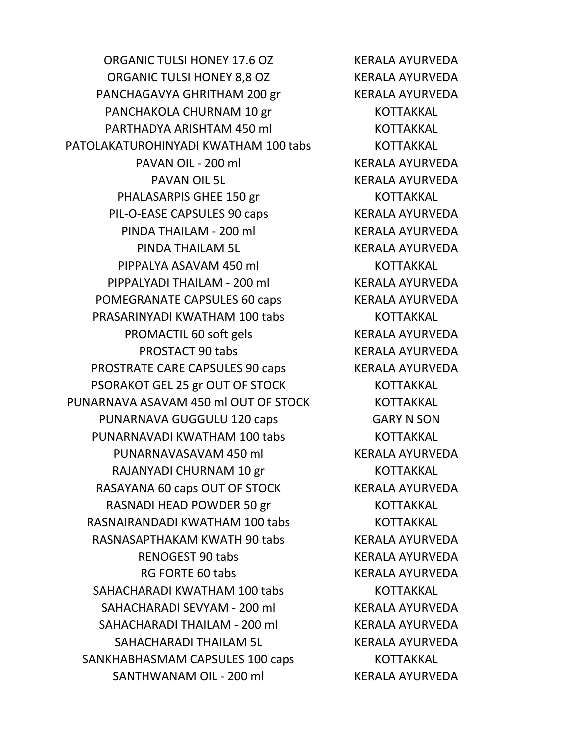| | |
|---|---|
| ORGANIC TULSI HONEY 17.6 OZ | KERALA AYURVEDA |
| ORGANIC TULSI HONEY 8,8 OZ | KERALA AYURVEDA |
| PANCHAGAVYA GHRITHAM 200 gr | KERALA AYURVEDA |
| PANCHAKOLA CHURNAM 10 gr | KOTTAKKAL |
| PARTHADYA ARISHTAM 450 ml | KOTTAKKAL |
| PATOLAKATUROHINYADI KWATHAM 100 tabs | KOTTAKKAL |
| PAVAN OIL - 200 ml | KERALA AYURVEDA |
| PAVAN OIL 5L | KERALA AYURVEDA |
| PHALASARPIS GHEE 150 gr | KOTTAKKAL |
| PIL-O-EASE CAPSULES 90 caps | KERALA AYURVEDA |
| PINDA THAILAM - 200 ml | KERALA AYURVEDA |
| PINDA THAILAM 5L | KERALA AYURVEDA |
| PIPPALYA ASAVAM 450 ml | KOTTAKKAL |
| PIPPALYADI THAILAM - 200 ml | KERALA AYURVEDA |
| POMEGRANATE CAPSULES 60 caps | KERALA AYURVEDA |
| PRASARINYADI KWATHAM 100 tabs | KOTTAKKAL |
| PROMACTIL 60 soft gels | KERALA AYURVEDA |
| PROSTACT 90 tabs | KERALA AYURVEDA |
| PROSTRATE CARE CAPSULES 90 caps | KERALA AYURVEDA |
| PSORAKOT GEL 25 gr OUT OF STOCK | KOTTAKKAL |
| PUNARNAVA ASAVAM 450 ml OUT OF STOCK | KOTTAKKAL |
| PUNARNAVA GUGGULU 120 caps | GARY N SON |
| PUNARNAVADI KWATHAM 100 tabs | KOTTAKKAL |
| PUNARNAVASAVAM 450 ml | KERALA AYURVEDA |
| RAJANYADI CHURNAM 10 gr | KOTTAKKAL |
| RASAYANA 60 caps OUT OF STOCK | KERALA AYURVEDA |
| RASNADI HEAD POWDER 50 gr | KOTTAKKAL |
| RASNAIRANDADI KWATHAM 100 tabs | KOTTAKKAL |
| RASNASAPTHAKAM KWATH 90 tabs | KERALA AYURVEDA |
| RENOGEST 90 tabs | KERALA AYURVEDA |
| RG FORTE 60 tabs | KERALA AYURVEDA |
| SAHACHARADI KWATHAM 100 tabs | KOTTAKKAL |
| SAHACHARADI SEVYAM - 200 ml | KERALA AYURVEDA |
| SAHACHARADI THAILAM - 200 ml | KERALA AYURVEDA |
| SAHACHARADI THAILAM 5L | KERALA AYURVEDA |
| SANKHABHASMAM CAPSULES 100 caps | KOTTAKKAL |
| SANTHWANAM OIL - 200 ml | KERALA AYURVEDA |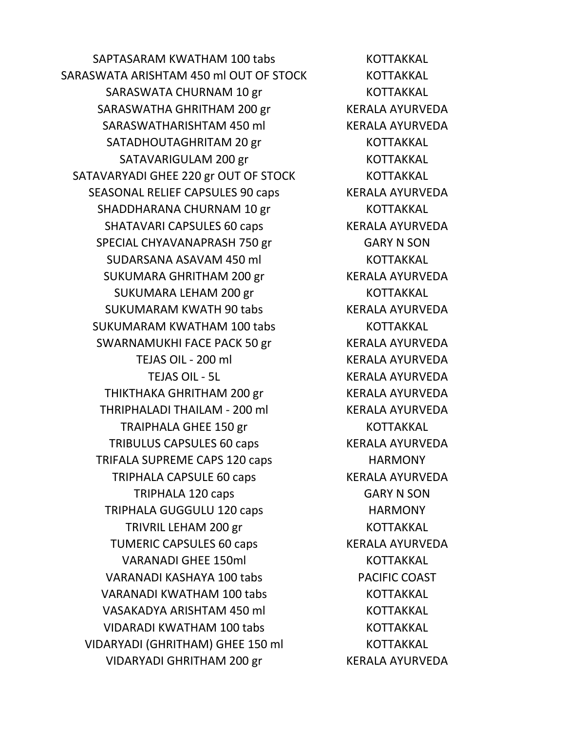| | |
|---|---|
| SAPTASARAM KWATHAM 100 tabs | KOTTAKKAL |
| SARASWATA ARISHTAM 450 ml OUT OF STOCK | KOTTAKKAL |
| SARASWATA CHURNAM 10 gr | KOTTAKKAL |
| SARASWATHA GHRITHAM 200 gr | KERALA AYURVEDA |
| SARASWATHARISHTAM 450 ml | KERALA AYURVEDA |
| SATADHOUTAGHRITAM 20 gr | KOTTAKKAL |
| SATAVARIGULAM 200 gr | KOTTAKKAL |
| SATAVARYADI GHEE 220 gr OUT OF STOCK | KOTTAKKAL |
| SEASONAL RELIEF CAPSULES 90 caps | KERALA AYURVEDA |
| SHADDHARANA CHURNAM 10 gr | KOTTAKKAL |
| SHATAVARI CAPSULES 60 caps | KERALA AYURVEDA |
| SPECIAL CHYAVANAPRASH 750 gr | GARY N SON |
| SUDARSANA ASAVAM 450 ml | KOTTAKKAL |
| SUKUMARA GHRITHAM 200 gr | KERALA AYURVEDA |
| SUKUMARA LEHAM 200 gr | KOTTAKKAL |
| SUKUMARAM KWATH 90 tabs | KERALA AYURVEDA |
| SUKUMARAM KWATHAM 100 tabs | KOTTAKKAL |
| SWARNAMUKHI FACE PACK 50 gr | KERALA AYURVEDA |
| TEJAS OIL - 200 ml | KERALA AYURVEDA |
| TEJAS OIL - 5L | KERALA AYURVEDA |
| THIKTHAKA GHRITHAM 200 gr | KERALA AYURVEDA |
| THRIPHALADI THAILAM - 200 ml | KERALA AYURVEDA |
| TRAIPHALA GHEE 150 gr | KOTTAKKAL |
| TRIBULUS CAPSULES 60 caps | KERALA AYURVEDA |
| TRIFALA SUPREME CAPS 120 caps | HARMONY |
| TRIPHALA CAPSULE 60 caps | KERALA AYURVEDA |
| TRIPHALA 120 caps | GARY N SON |
| TRIPHALA GUGGULU 120 caps | HARMONY |
| TRIVRIL LEHAM 200 gr | KOTTAKKAL |
| TUMERIC CAPSULES 60 caps | KERALA AYURVEDA |
| VARANADI GHEE 150ml | KOTTAKKAL |
| VARANADI KASHAYA 100 tabs | PACIFIC COAST |
| VARANADI KWATHAM 100 tabs | KOTTAKKAL |
| VASAKADYA ARISHTAM 450 ml | KOTTAKKAL |
| VIDARADI KWATHAM 100 tabs | KOTTAKKAL |
| VIDARYADI (GHRITHAM) GHEE 150 ml | KOTTAKKAL |
| VIDARYADI GHRITHAM 200 gr | KERALA AYURVEDA |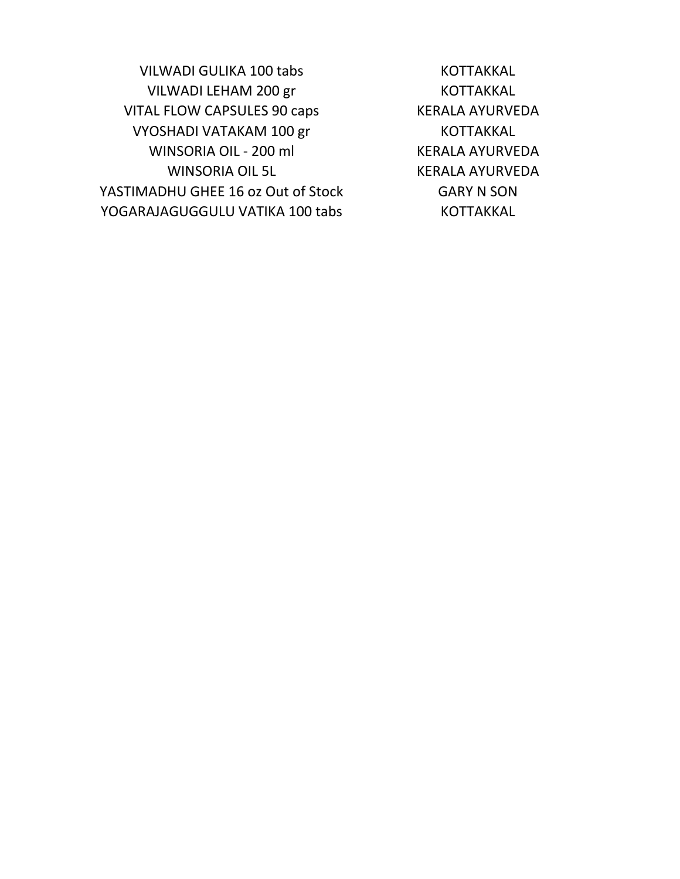| | |
|---|---|
| VILWADI GULIKA 100 tabs | KOTTAKKAL |
| VILWADI LEHAM 200 gr | KOTTAKKAL |
| VITAL FLOW CAPSULES 90 caps | KERALA AYURVEDA |
| VYOSHADI VATAKAM 100 gr | KOTTAKKAL |
| WINSORIA OIL - 200 ml | KERALA AYURVEDA |
| WINSORIA OIL 5L | KERALA AYURVEDA |
| YASTIMADHU GHEE 16 oz Out of Stock | GARY N SON |
| YOGARAJAGUGGULU VATIKA 100 tabs | KOTTAKKAL |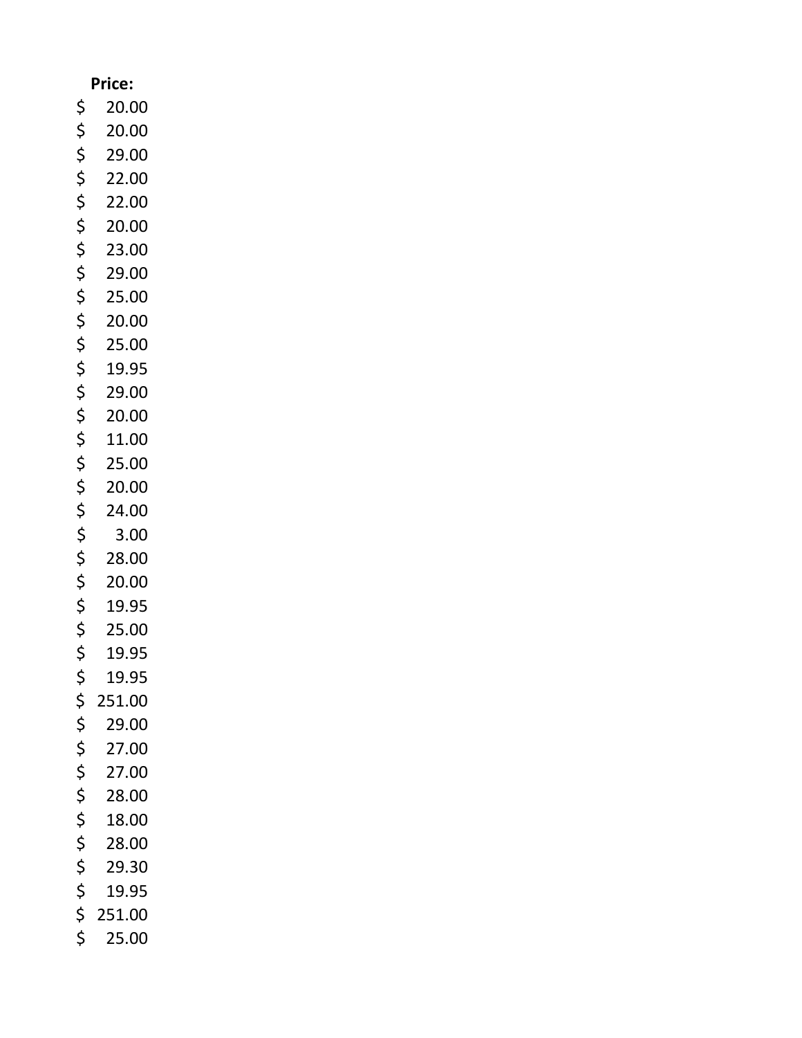| Price: |
| --- |
| $ 20.00 |
| $ 20.00 |
| $ 29.00 |
| $ 22.00 |
| $ 22.00 |
| $ 20.00 |
| $ 23.00 |
| $ 29.00 |
| $ 25.00 |
| $ 20.00 |
| $ 25.00 |
| $ 19.95 |
| $ 29.00 |
| $ 20.00 |
| $ 11.00 |
| $ 25.00 |
| $ 20.00 |
| $ 24.00 |
| $ 3.00 |
| $ 28.00 |
| $ 20.00 |
| $ 19.95 |
| $ 25.00 |
| $ 19.95 |
| $ 19.95 |
| $ 251.00 |
| $ 29.00 |
| $ 27.00 |
| $ 27.00 |
| $ 28.00 |
| $ 18.00 |
| $ 28.00 |
| $ 29.30 |
| $ 19.95 |
| $ 251.00 |
| $ 25.00 |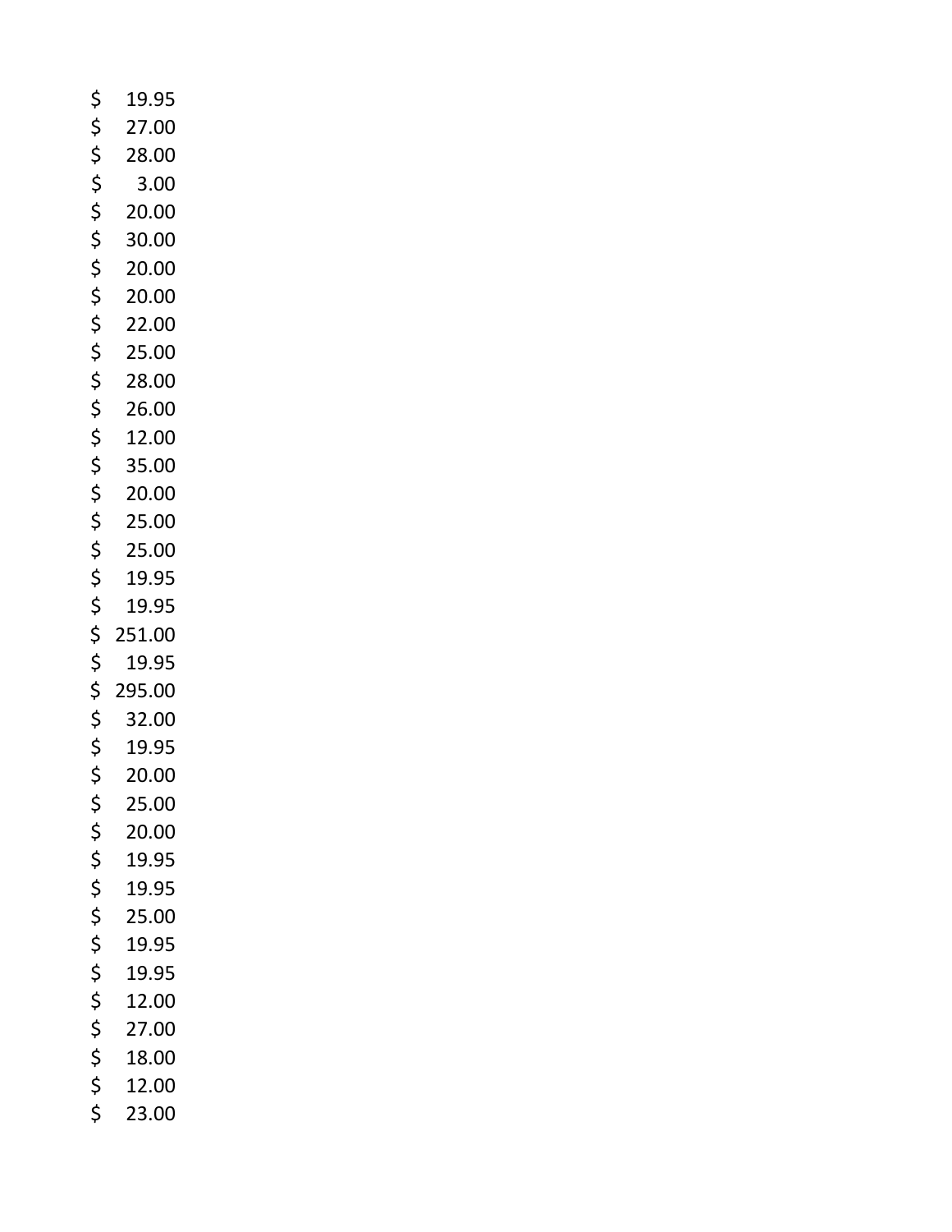$ 19.95
$ 27.00
$ 28.00
$ 3.00
$ 20.00
$ 30.00
$ 20.00
$ 20.00
$ 22.00
$ 25.00
$ 28.00
$ 26.00
$ 12.00
$ 35.00
$ 20.00
$ 25.00
$ 25.00
$ 19.95
$ 19.95
$ 251.00
$ 19.95
$ 295.00
$ 32.00
$ 19.95
$ 20.00
$ 25.00
$ 20.00
$ 19.95
$ 19.95
$ 25.00
$ 19.95
$ 19.95
$ 12.00
$ 27.00
$ 18.00
$ 12.00
$ 23.00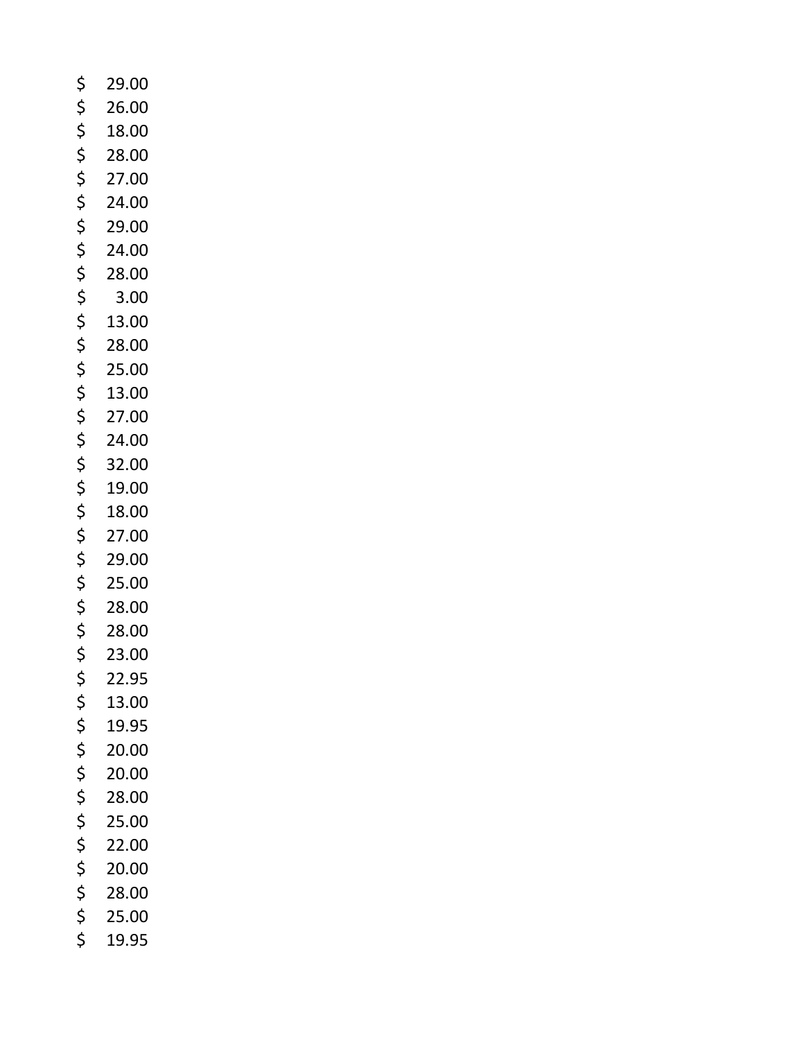$ 29.00
$ 26.00
$ 18.00
$ 28.00
$ 27.00
$ 24.00
$ 29.00
$ 24.00
$ 28.00
$ 3.00
$ 13.00
$ 28.00
$ 25.00
$ 13.00
$ 27.00
$ 24.00
$ 32.00
$ 19.00
$ 18.00
$ 27.00
$ 29.00
$ 25.00
$ 28.00
$ 28.00
$ 23.00
$ 22.95
$ 13.00
$ 19.95
$ 20.00
$ 20.00
$ 28.00
$ 25.00
$ 22.00
$ 20.00
$ 28.00
$ 25.00
$ 19.95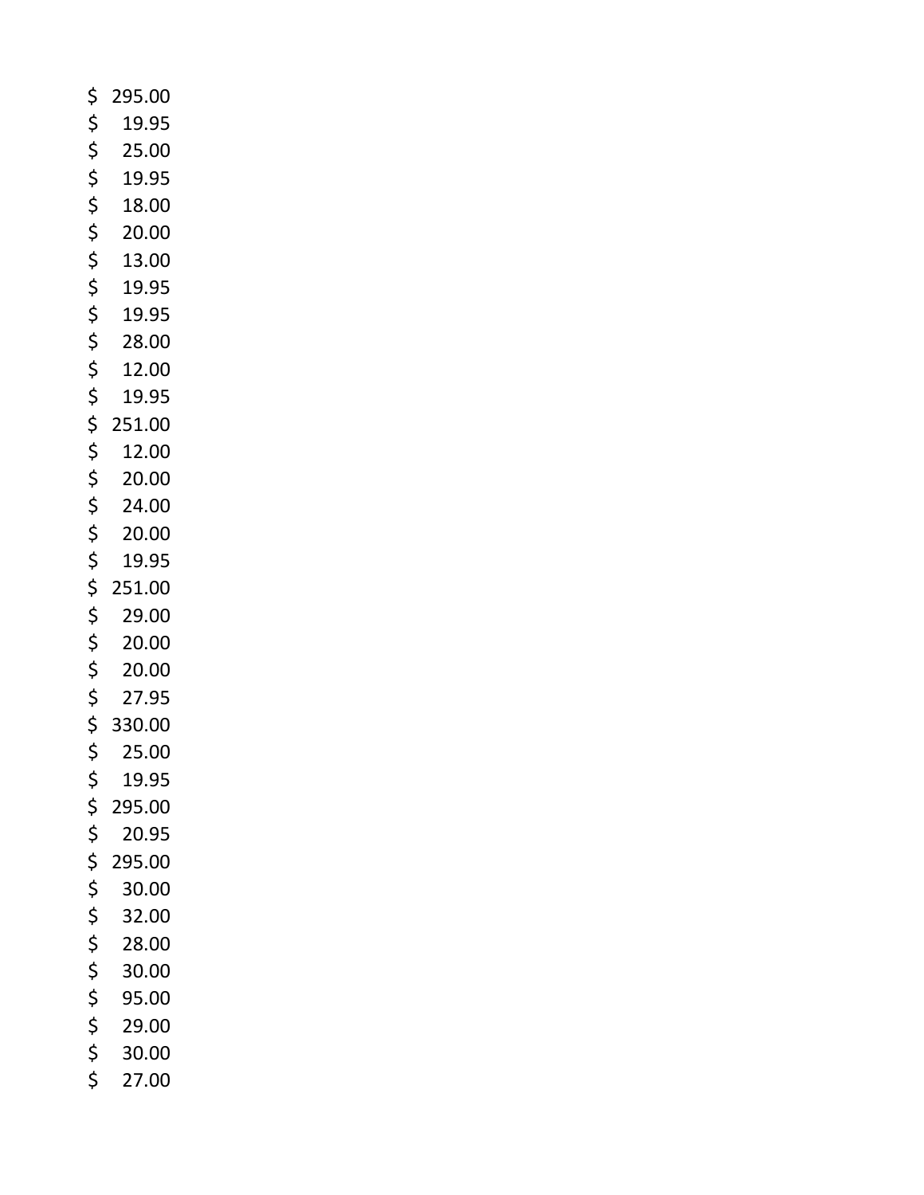$ 295.00
$ 19.95
$ 25.00
$ 19.95
$ 18.00
$ 20.00
$ 13.00
$ 19.95
$ 19.95
$ 28.00
$ 12.00
$ 19.95
$ 251.00
$ 12.00
$ 20.00
$ 24.00
$ 20.00
$ 19.95
$ 251.00
$ 29.00
$ 20.00
$ 20.00
$ 27.95
$ 330.00
$ 25.00
$ 19.95
$ 295.00
$ 20.95
$ 295.00
$ 30.00
$ 32.00
$ 28.00
$ 30.00
$ 95.00
$ 29.00
$ 30.00
$ 27.00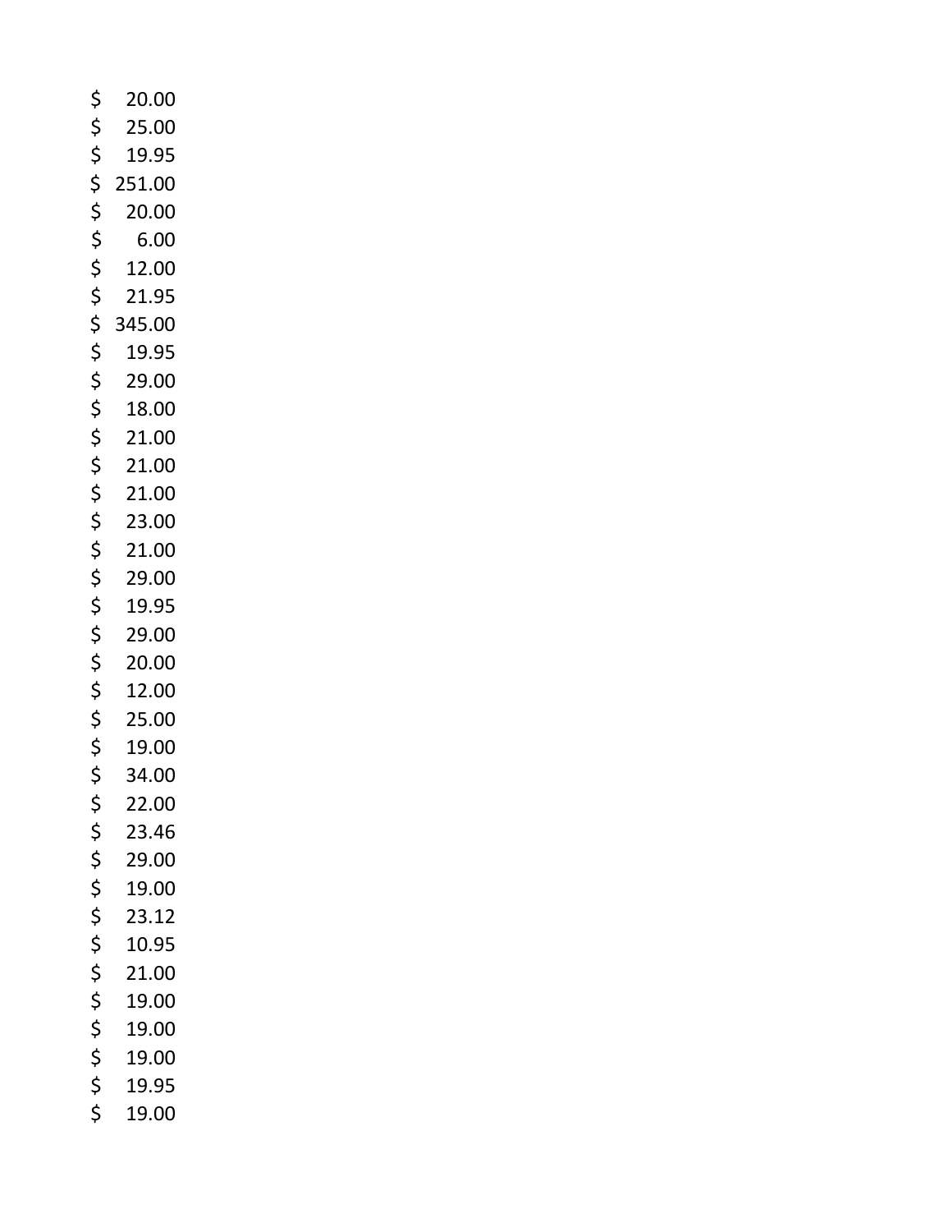$ 20.00
$ 25.00
$ 19.95
$ 251.00
$ 20.00
$ 6.00
$ 12.00
$ 21.95
$ 345.00
$ 19.95
$ 29.00
$ 18.00
$ 21.00
$ 21.00
$ 21.00
$ 23.00
$ 21.00
$ 29.00
$ 19.95
$ 29.00
$ 20.00
$ 12.00
$ 25.00
$ 19.00
$ 34.00
$ 22.00
$ 23.46
$ 29.00
$ 19.00
$ 23.12
$ 10.95
$ 21.00
$ 19.00
$ 19.00
$ 19.00
$ 19.95
$ 19.00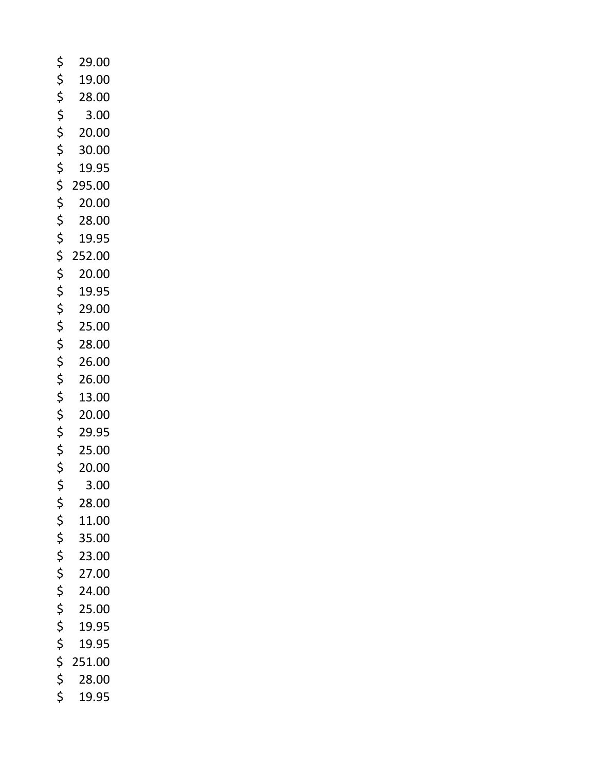$ 29.00
$ 19.00
$ 28.00
$ 3.00
$ 20.00
$ 30.00
$ 19.95
$ 295.00
$ 20.00
$ 28.00
$ 19.95
$ 252.00
$ 20.00
$ 19.95
$ 29.00
$ 25.00
$ 28.00
$ 26.00
$ 26.00
$ 13.00
$ 20.00
$ 29.95
$ 25.00
$ 20.00
$ 3.00
$ 28.00
$ 11.00
$ 35.00
$ 23.00
$ 27.00
$ 24.00
$ 25.00
$ 19.95
$ 19.95
$ 251.00
$ 28.00
$ 19.95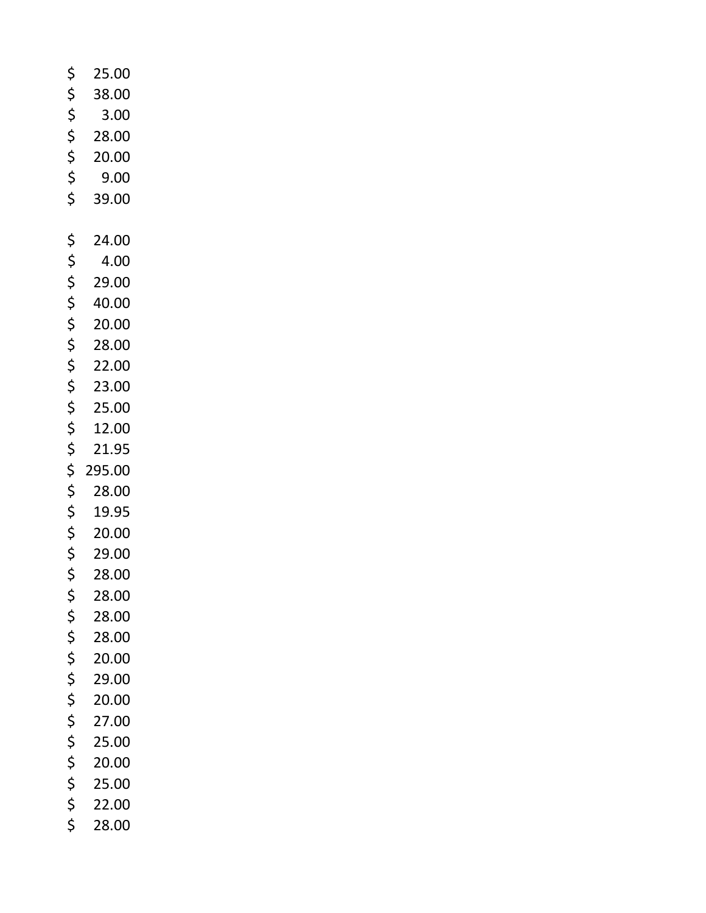$ 25.00
$ 38.00
$ 3.00
$ 28.00
$ 20.00
$ 9.00
$ 39.00

$ 24.00
$ 4.00
$ 29.00
$ 40.00
$ 20.00
$ 28.00
$ 22.00
$ 23.00
$ 25.00
$ 12.00
$ 21.95
$ 295.00
$ 28.00
$ 19.95
$ 20.00
$ 29.00
$ 28.00
$ 28.00
$ 28.00
$ 28.00
$ 20.00
$ 29.00
$ 20.00
$ 27.00
$ 25.00
$ 20.00
$ 25.00
$ 22.00
$ 28.00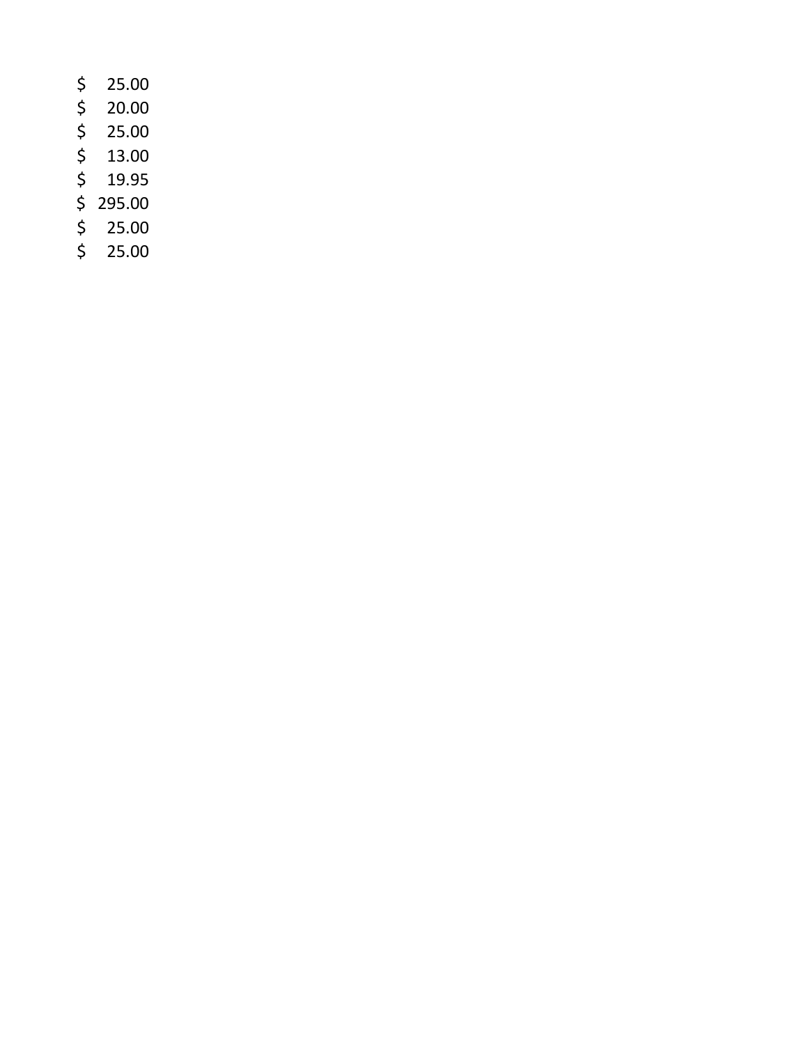| |
|---|
| $ 25.00 |
| $ 20.00 |
| $ 25.00 |
| $ 13.00 |
| $ 19.95 |
| $ 295.00 |
| $ 25.00 |
| $ 25.00 |